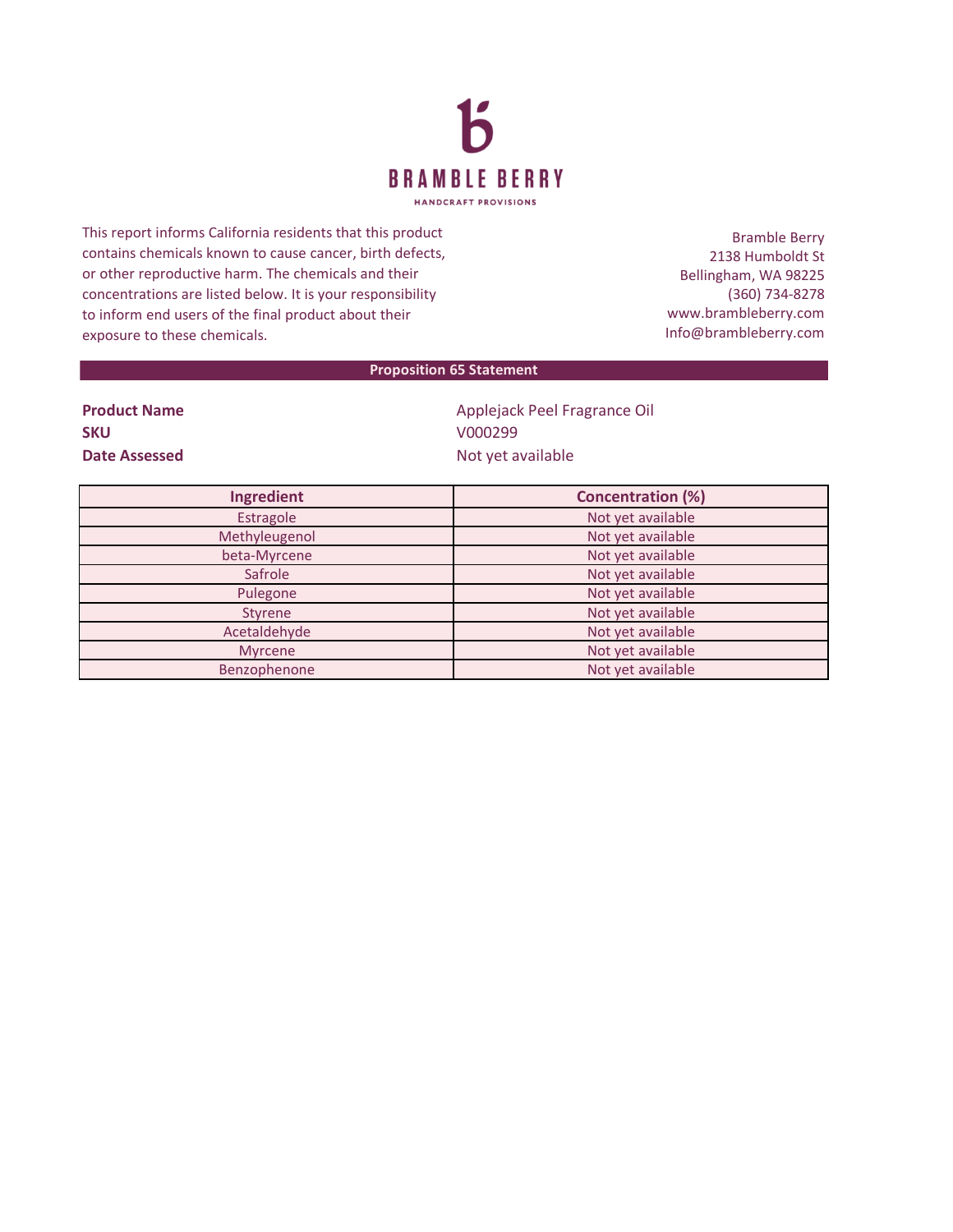# BRAMBLE BERRY

HANDCRAFT PROVISIONS

This report informs California residents that this product contains chemicals known to cause cancer, birth defects, or other reproductive harm. The chemicals and their concentrations are listed below. It is your responsibility to inform end users of the final product about their exposure to these chemicals.

Bramble Berry
2138 Humboldt St
Bellingham, WA 98225
(360) 734-8278
www.brambleberry.com
Info@brambleberry.com

## Proposition 65 Statement

**Product Name** Applejack Peel Fragrance Oil
**SKU** V000299
**Date Assessed** Not yet available

| Ingredient | Concentration (%) |
|---|---|
| Estragole | Not yet available |
| Methyleugenol | Not yet available |
| beta-Myrcene | Not yet available |
| Safrole | Not yet available |
| Pulegone | Not yet available |
| Styrene | Not yet available |
| Acetaldehyde | Not yet available |
| Myrcene | Not yet available |
| Benzophenone | Not yet available |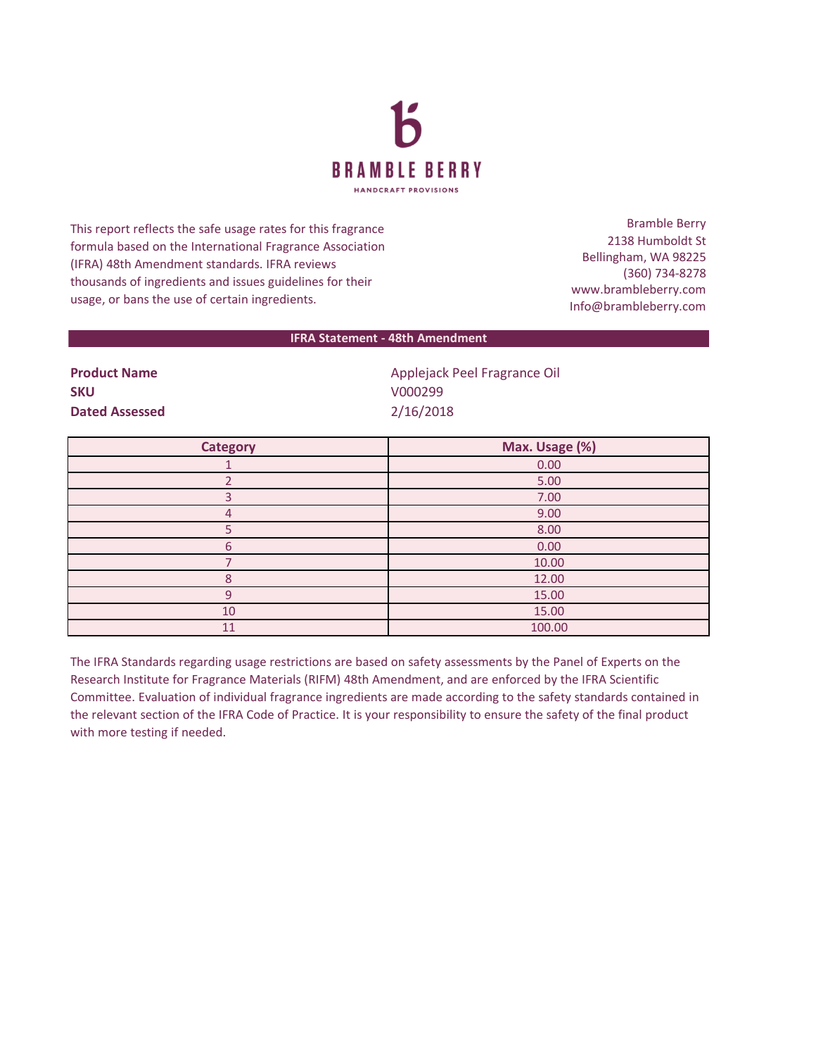# BRAMBLE BERRY

HANDCRAFT PROVISIONS

This report reflects the safe usage rates for this fragrance formula based on the International Fragrance Association (IFRA) 48th Amendment standards. IFRA reviews thousands of ingredients and issues guidelines for their usage, or bans the use of certain ingredients.

Bramble Berry
2138 Humboldt St
Bellingham, WA 98225
(360) 734-8278
www.brambleberry.com
Info@brambleberry.com

## IFRA Statement - 48th Amendment

**Product Name** Applejack Peel Fragrance Oil
**SKU** V000299
**Dated Assessed** 2/16/2018

| Category | Max. Usage (%) |
|---|---|
| 1 | 0.00 |
| 2 | 5.00 |
| 3 | 7.00 |
| 4 | 9.00 |
| 5 | 8.00 |
| 6 | 0.00 |
| 7 | 10.00 |
| 8 | 12.00 |
| 9 | 15.00 |
| 10 | 15.00 |
| 11 | 100.00 |

The IFRA Standards regarding usage restrictions are based on safety assessments by the Panel of Experts on the Research Institute for Fragrance Materials (RIFM) 48th Amendment, and are enforced by the IFRA Scientific Committee. Evaluation of individual fragrance ingredients are made according to the safety standards contained in the relevant section of the IFRA Code of Practice. It is your responsibility to ensure the safety of the final product with more testing if needed.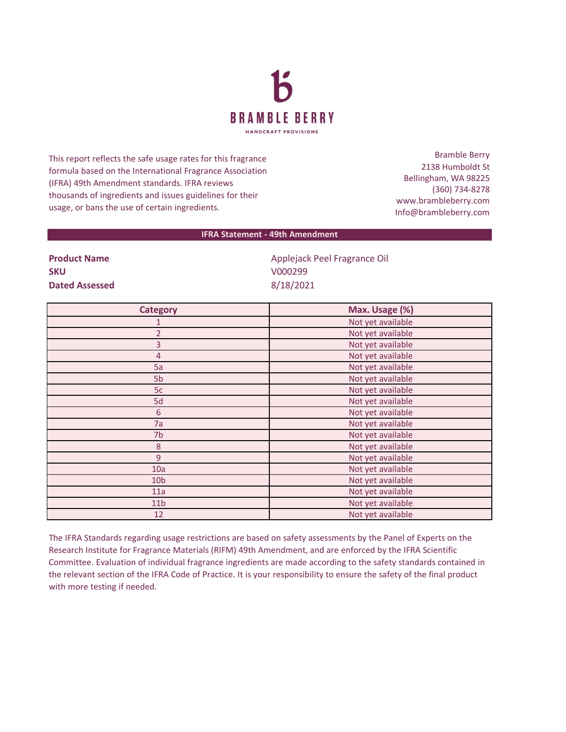# BRAMBLE BERRY

HANDCRAFT PROVISIONS

This report reflects the safe usage rates for this fragrance formula based on the International Fragrance Association (IFRA) 49th Amendment standards. IFRA reviews thousands of ingredients and issues guidelines for their usage, or bans the use of certain ingredients.

Bramble Berry
2138 Humboldt St
Bellingham, WA 98225
(360) 734-8278
www.brambleberry.com
Info@brambleberry.com

## IFRA Statement - 49th Amendment

| | |
|---|---|
| **Product Name** | Applejack Peel Fragrance Oil |
| **SKU** | V000299 |
| **Dated Assessed** | 8/18/2021 |

| Category | Max. Usage (%) |
|---|---|
| 1 | Not yet available |
| 2 | Not yet available |
| 3 | Not yet available |
| 4 | Not yet available |
| 5a | Not yet available |
| 5b | Not yet available |
| 5c | Not yet available |
| 5d | Not yet available |
| 6 | Not yet available |
| 7a | Not yet available |
| 7b | Not yet available |
| 8 | Not yet available |
| 9 | Not yet available |
| 10a | Not yet available |
| 10b | Not yet available |
| 11a | Not yet available |
| 11b | Not yet available |
| 12 | Not yet available |

The IFRA Standards regarding usage restrictions are based on safety assessments by the Panel of Experts on the Research Institute for Fragrance Materials (RIFM) 49th Amendment, and are enforced by the IFRA Scientific Committee. Evaluation of individual fragrance ingredients are made according to the safety standards contained in the relevant section of the IFRA Code of Practice. It is your responsibility to ensure the safety of the final product with more testing if needed.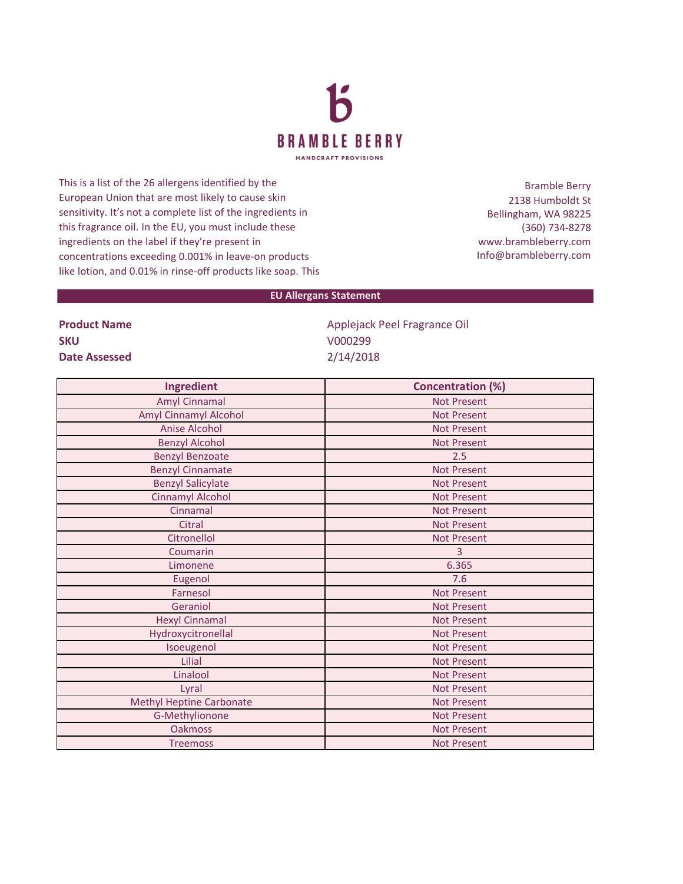# BRAMBLE BERRY

HANDCRAFT PROVISIONS

This is a list of the 26 allergens identified by the European Union that are most likely to cause skin sensitivity. It's not a complete list of the ingredients in this fragrance oil. In the EU, you must include these ingredients on the label if they're present in concentrations exceeding 0.001% in leave-on products like lotion, and 0.01% in rinse-off products like soap. This

Bramble Berry
2138 Humboldt St
Bellingham, WA 98225
(360) 734-8278
www.brambleberry.com
Info@brambleberry.com

## EU Allergans Statement

**Product Name** Applejack Peel Fragrance Oil
**SKU** V000299
**Date Assessed** 2/14/2018

| Ingredient | Concentration (%) |
|---|---|
| Amyl Cinnamal | Not Present |
| Amyl Cinnamyl Alcohol | Not Present |
| Anise Alcohol | Not Present |
| Benzyl Alcohol | Not Present |
| Benzyl Benzoate | 2.5 |
| Benzyl Cinnamate | Not Present |
| Benzyl Salicylate | Not Present |
| Cinnamyl Alcohol | Not Present |
| Cinnamal | Not Present |
| Citral | Not Present |
| Citronellol | Not Present |
| Coumarin | 3 |
| Limonene | 6.365 |
| Eugenol | 7.6 |
| Farnesol | Not Present |
| Geraniol | Not Present |
| Hexyl Cinnamal | Not Present |
| Hydroxycitronellal | Not Present |
| Isoeugenol | Not Present |
| Lilial | Not Present |
| Linalool | Not Present |
| Lyral | Not Present |
| Methyl Heptine Carbonate | Not Present |
| G-Methylionone | Not Present |
| Oakmoss | Not Present |
| Treemoss | Not Present |